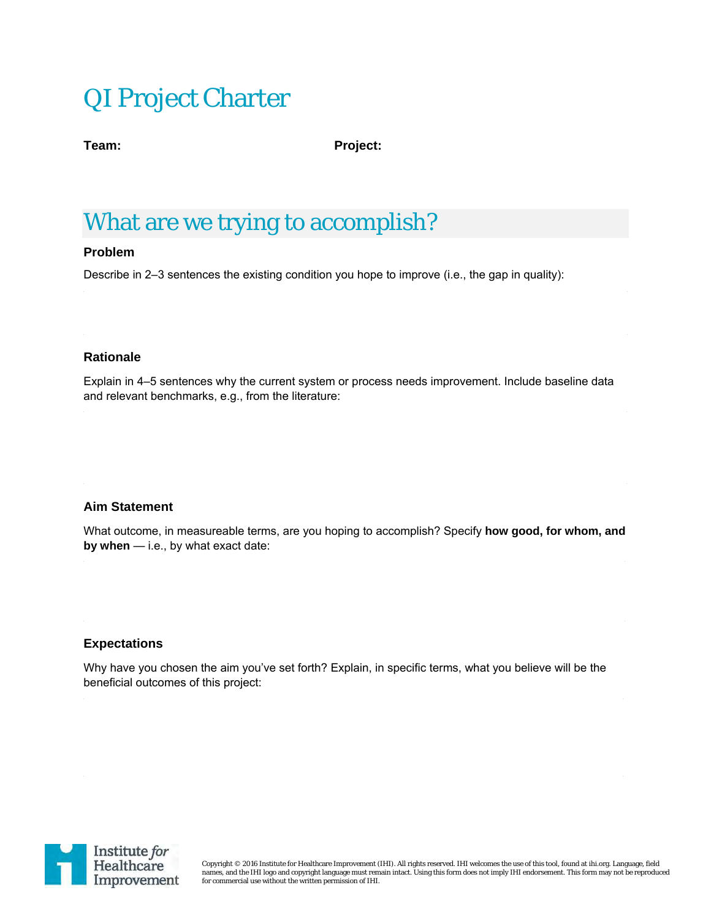# QI Project Charter

**Team:** **Project:**

## What are we trying to accomplish?

### Problem

Describe in 2–3 sentences the existing condition you hope to improve (i.e., the gap in quality):

### Rationale

Explain in 4–5 sentences why the current system or process needs improvement. Include baseline data and relevant benchmarks, e.g., from the literature:

### Aim Statement

What outcome, in measureable terms, are you hoping to accomplish? Specify **how good, for whom, and by when** — i.e., by what exact date:

### Expectations

Why have you chosen the aim you've set forth? Explain, in specific terms, what you believe will be the beneficial outcomes of this project:

Copyright © 2016 Institute for Healthcare Improvement (IHI). All rights reserved. IHI welcomes the use of this tool, found at ihi.org. Language, field names, and the IHI logo and copyright language must remain intact. Using this form does not imply IHI endorsement. This form may not be reproduced for commercial use without the written permission of IHI.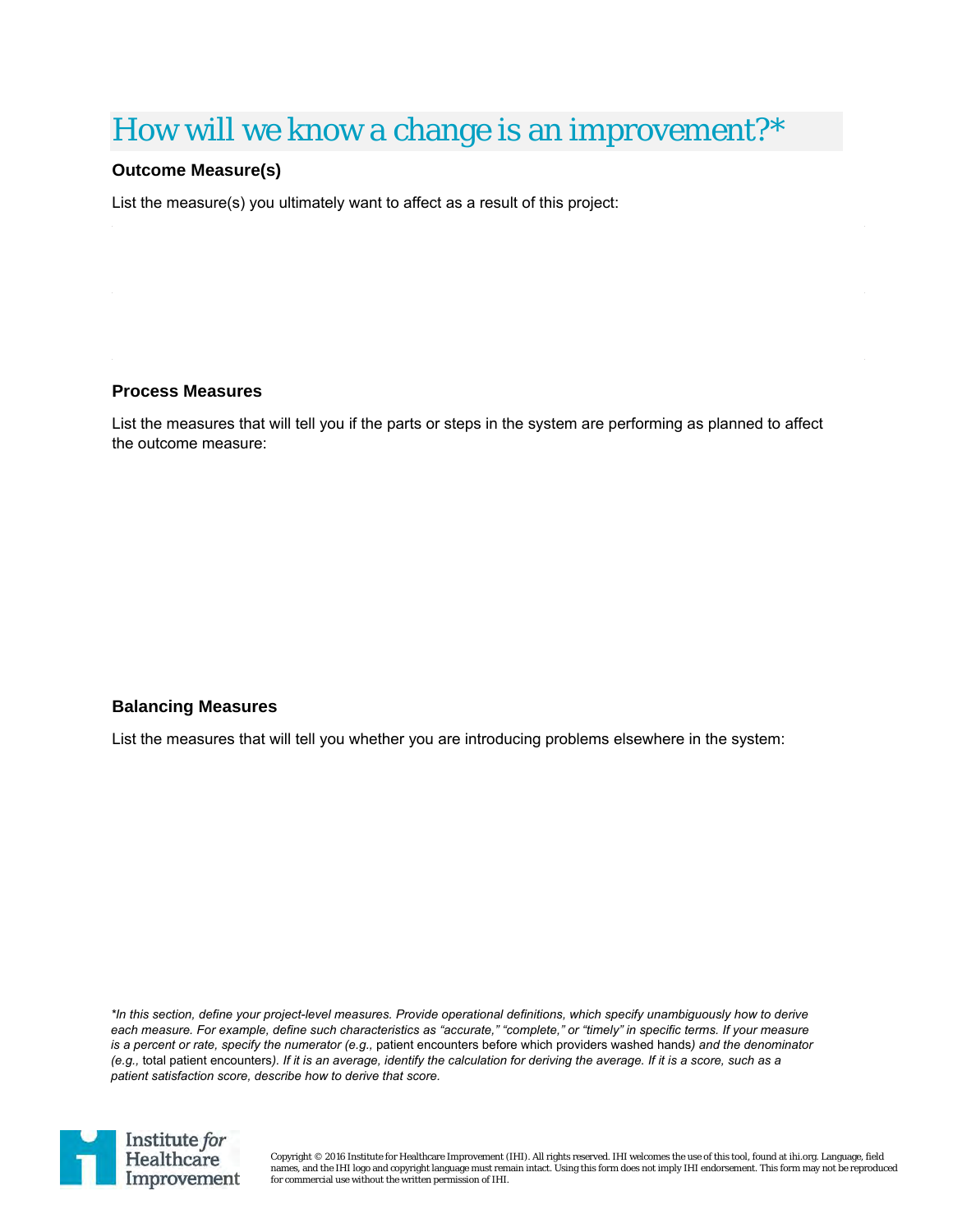# How will we know a change is an improvement?*

### Outcome Measure(s)

List the measure(s) you ultimately want to affect as a result of this project:

### Process Measures

List the measures that will tell you if the parts or steps in the system are performing as planned to affect the outcome measure:

### Balancing Measures

List the measures that will tell you whether you are introducing problems elsewhere in the system:

**In this section, define your project-level measures. Provide operational definitions, which specify unambiguously how to derive each measure. For example, define such characteristics as "accurate," "complete," or "timely" in specific terms. If your measure is a percent or rate, specify the numerator (e.g.,* patient encounters before which providers washed hands*) and the denominator (e.g.,* total patient encounters*). If it is an average, identify the calculation for deriving the average. If it is a score, such as a patient satisfaction score, describe how to derive that score.*

Institute *for* Healthcare Improvement

Copyright © 2016 Institute for Healthcare Improvement (IHI). All rights reserved. IHI welcomes the use of this tool, found at ihi.org. Language, field names, and the IHI logo and copyright language must remain intact. Using this form does not imply IHI endorsement. This form may not be reproduced for commercial use without the written permission of IHI.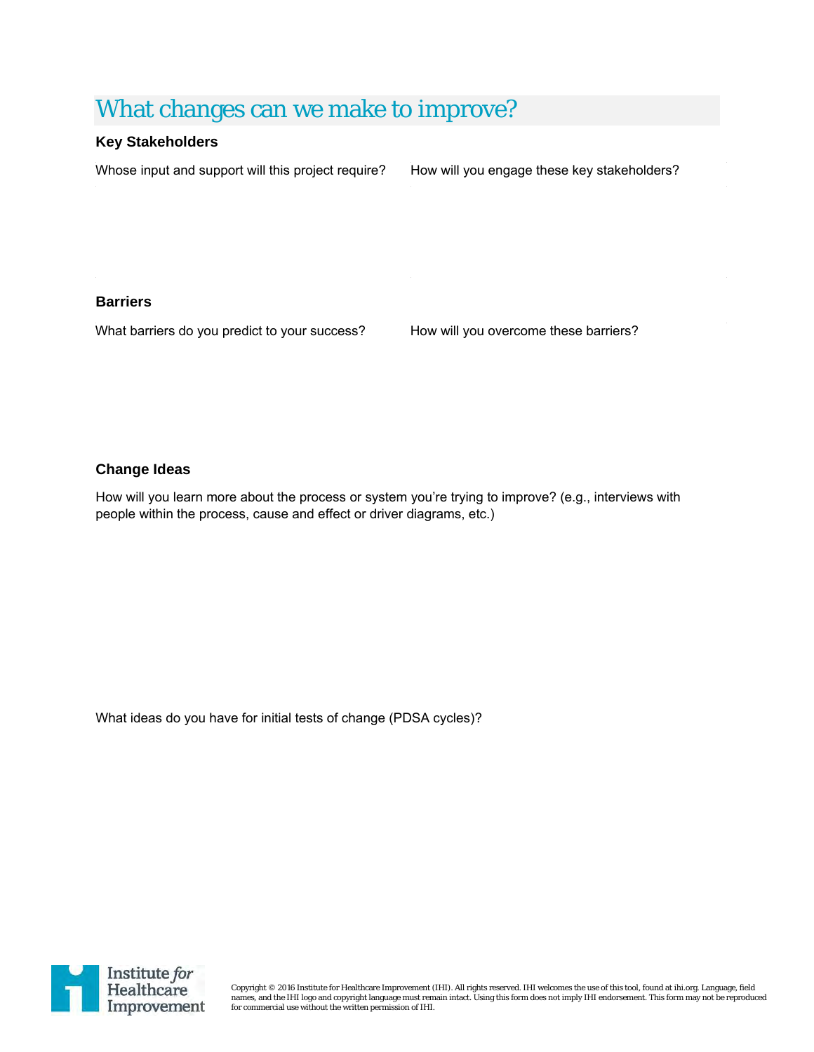# What changes can we make to improve?

### Key Stakeholders

| | |
|---|---|
| Whose input and support will this project require? | How will you engage these key stakeholders? |

### Barriers

| | |
|---|---|
| What barriers do you predict to your success? | How will you overcome these barriers? |

### Change Ideas

How will you learn more about the process or system you're trying to improve? (e.g., interviews with people within the process, cause and effect or driver diagrams, etc.)

What ideas do you have for initial tests of change (PDSA cycles)?

Institute for Healthcare Improvement

Copyright © 2016 Institute for Healthcare Improvement (IHI). All rights reserved. IHI welcomes the use of this tool, found at ihi.org. Language, field names, and the IHI logo and copyright language must remain intact. Using this form does not imply IHI endorsement. This form may not be reproduced for commercial use without the written permission of IHI.